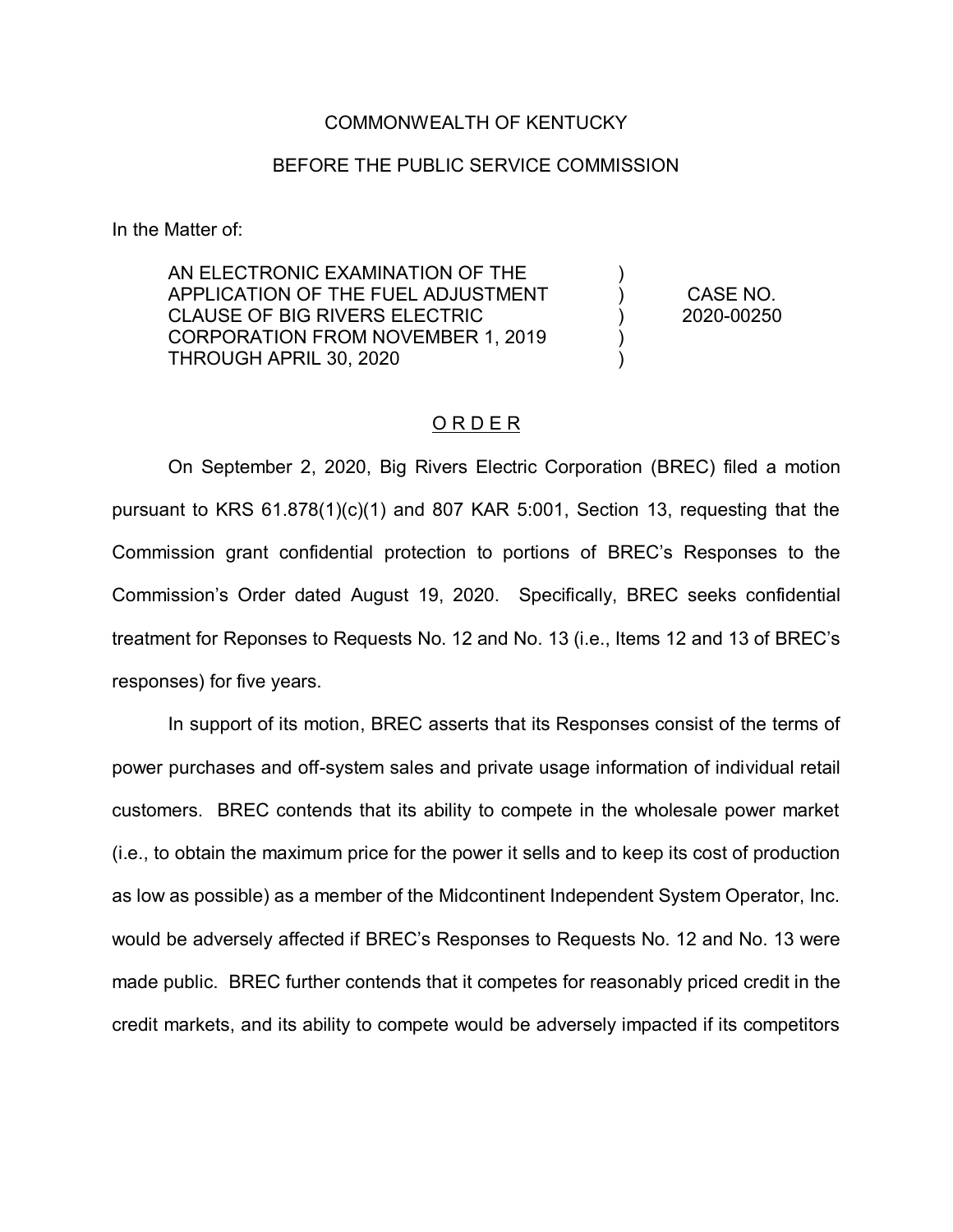COMMONWEALTH OF KENTUCKY

BEFORE THE PUBLIC SERVICE COMMISSION

In the Matter of:

| | | |
|---|---|---|
| AN ELECTRONIC EXAMINATION OF THE APPLICATION OF THE FUEL ADJUSTMENT CLAUSE OF BIG RIVERS ELECTRIC CORPORATION FROM NOVEMBER 1, 2019 THROUGH APRIL 30, 2020 | ) ) ) ) ) | CASE NO. 2020-00250 |

## O R D E R

On September 2, 2020, Big Rivers Electric Corporation (BREC) filed a motion pursuant to KRS 61.878(1)(c)(1) and 807 KAR 5:001, Section 13, requesting that the Commission grant confidential protection to portions of BREC's Responses to the Commission's Order dated August 19, 2020. Specifically, BREC seeks confidential treatment for Reponses to Requests No. 12 and No. 13 (i.e., Items 12 and 13 of BREC's responses) for five years.

In support of its motion, BREC asserts that its Responses consist of the terms of power purchases and off-system sales and private usage information of individual retail customers. BREC contends that its ability to compete in the wholesale power market (i.e., to obtain the maximum price for the power it sells and to keep its cost of production as low as possible) as a member of the Midcontinent Independent System Operator, Inc. would be adversely affected if BREC's Responses to Requests No. 12 and No. 13 were made public. BREC further contends that it competes for reasonably priced credit in the credit markets, and its ability to compete would be adversely impacted if its competitors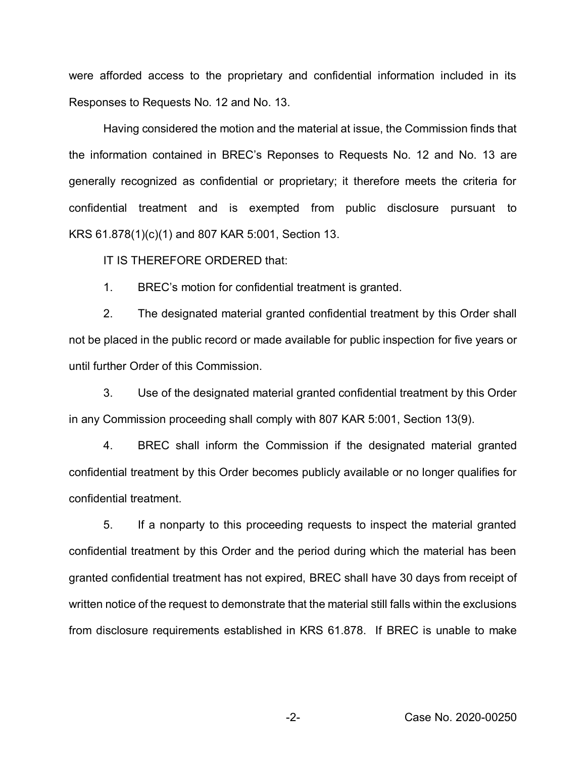were afforded access to the proprietary and confidential information included in its Responses to Requests No. 12 and No. 13.

Having considered the motion and the material at issue, the Commission finds that the information contained in BREC's Reponses to Requests No. 12 and No. 13 are generally recognized as confidential or proprietary; it therefore meets the criteria for confidential treatment and is exempted from public disclosure pursuant to KRS 61.878(1)(c)(1) and 807 KAR 5:001, Section 13.

IT IS THEREFORE ORDERED that:

1. BREC's motion for confidential treatment is granted.

2. The designated material granted confidential treatment by this Order shall not be placed in the public record or made available for public inspection for five years or until further Order of this Commission.

3. Use of the designated material granted confidential treatment by this Order in any Commission proceeding shall comply with 807 KAR 5:001, Section 13(9).

4. BREC shall inform the Commission if the designated material granted confidential treatment by this Order becomes publicly available or no longer qualifies for confidential treatment.

5. If a nonparty to this proceeding requests to inspect the material granted confidential treatment by this Order and the period during which the material has been granted confidential treatment has not expired, BREC shall have 30 days from receipt of written notice of the request to demonstrate that the material still falls within the exclusions from disclosure requirements established in KRS 61.878. If BREC is unable to make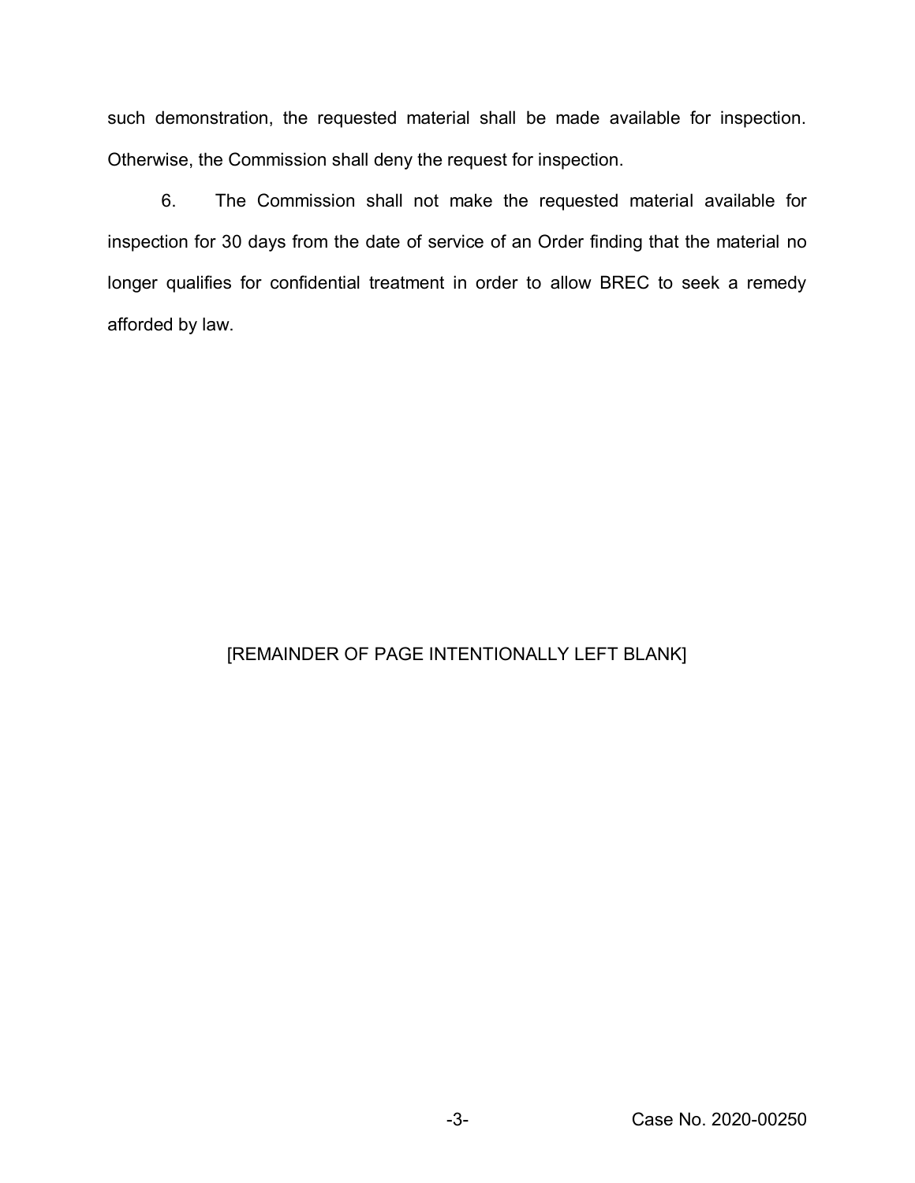such demonstration, the requested material shall be made available for inspection. Otherwise, the Commission shall deny the request for inspection.

6. The Commission shall not make the requested material available for inspection for 30 days from the date of service of an Order finding that the material no longer qualifies for confidential treatment in order to allow BREC to seek a remedy afforded by law.

[REMAINDER OF PAGE INTENTIONALLY LEFT BLANK]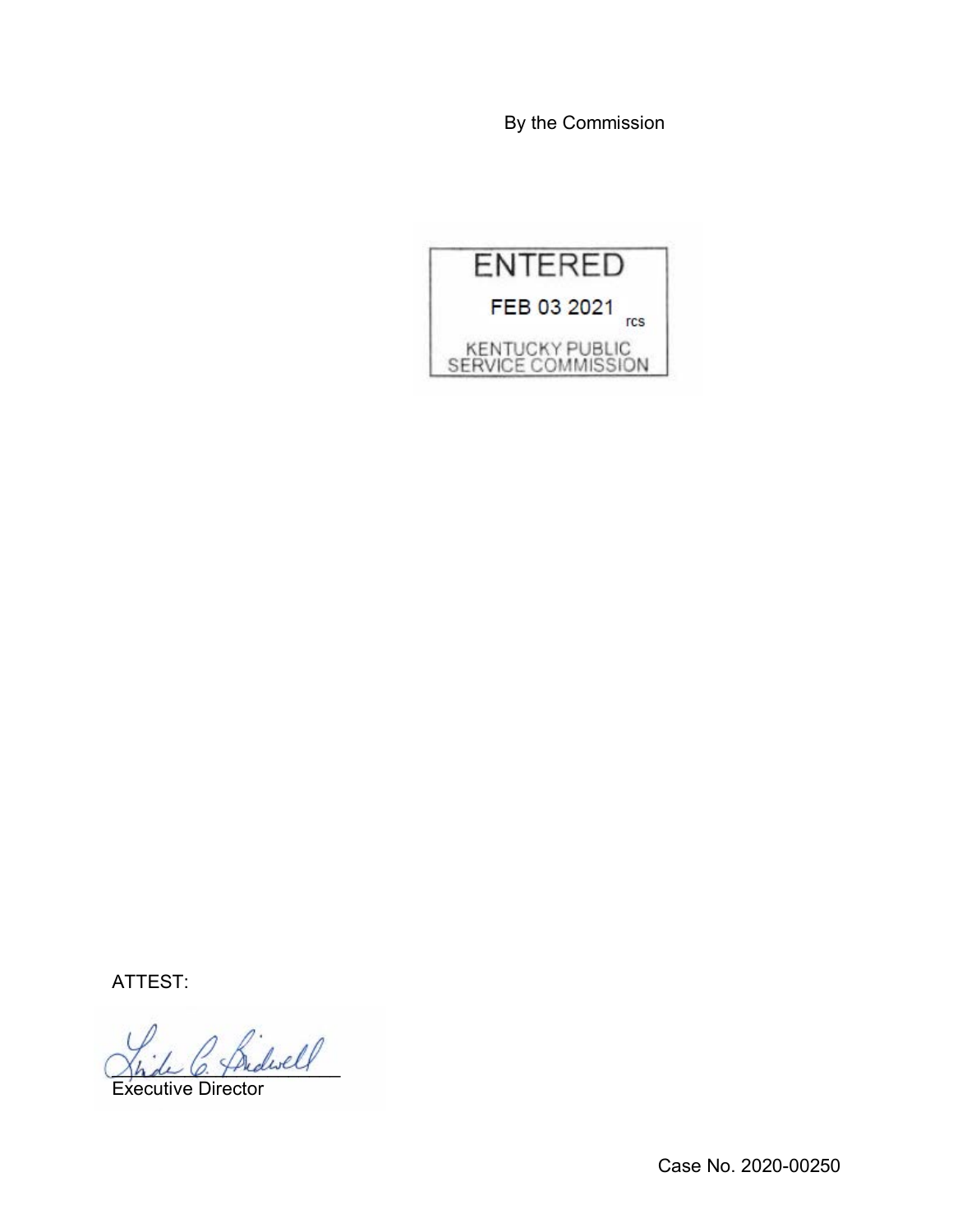By the Commission

ENTERED

FEB 03 2021

rcs

KENTUCKY PUBLIC SERVICE COMMISSION

ATTEST:

Executive Director

Case No. 2020-00250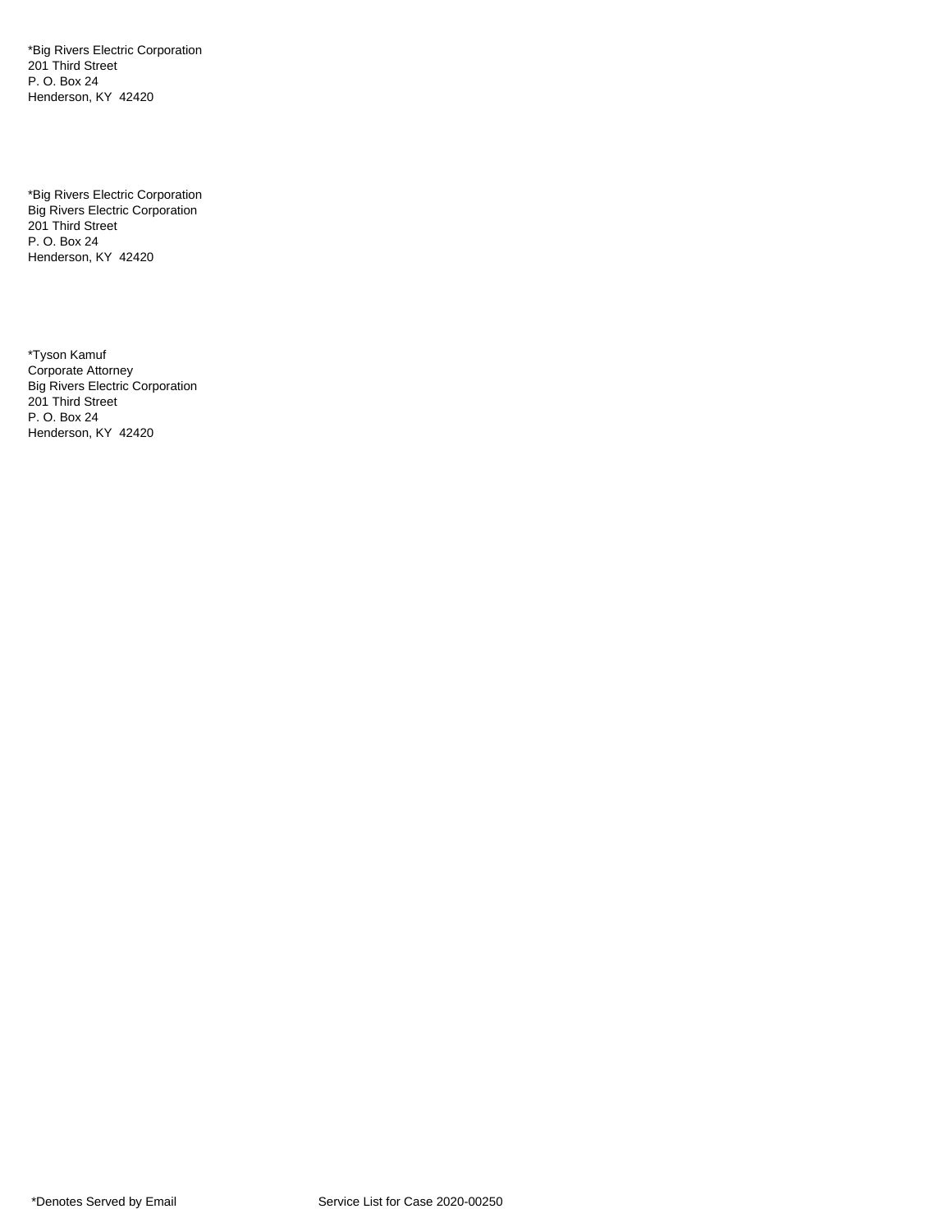*Big Rivers Electric Corporation
201 Third Street
P. O. Box 24
Henderson, KY 42420

*Big Rivers Electric Corporation
Big Rivers Electric Corporation
201 Third Street
P. O. Box 24
Henderson, KY 42420

*Tyson Kamuf
Corporate Attorney
Big Rivers Electric Corporation
201 Third Street
P. O. Box 24
Henderson, KY 42420

*Denotes Served by Email

Service List for Case 2020-00250